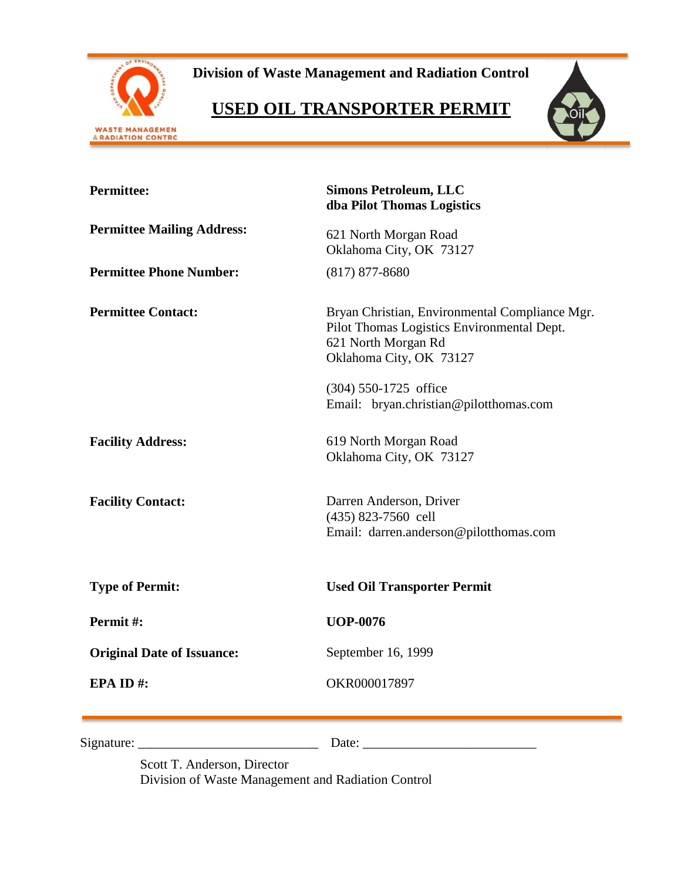**Division of Waste Management and Radiation Control**

# USED OIL TRANSPORTER PERMIT

| | |
|---|---|
| **Permittee:** | **Simons Petroleum, LLC**<br>**dba Pilot Thomas Logistics** |
| **Permittee Mailing Address:** | 621 North Morgan Road<br>Oklahoma City, OK 73127 |
| **Permittee Phone Number:** | (817) 877-8680 |
| **Permittee Contact:** | Bryan Christian, Environmental Compliance Mgr.<br>Pilot Thomas Logistics Environmental Dept.<br>621 North Morgan Rd<br>Oklahoma City, OK 73127<br><br>(304) 550-1725 office<br>Email: bryan.christian@pilotthomas.com |
| **Facility Address:** | 619 North Morgan Road<br>Oklahoma City, OK 73127 |
| **Facility Contact:** | Darren Anderson, Driver<br>(435) 823-7560 cell<br>Email: darren.anderson@pilotthomas.com |
| **Type of Permit:** | **Used Oil Transporter Permit** |
| **Permit #:** | **UOP-0076** |
| **Original Date of Issuance:** | September 16, 1999 |
| **EPA ID #:** | OKR000017897 |

Signature: ___________________________ Date: __________________________

Scott T. Anderson, Director
Division of Waste Management and Radiation Control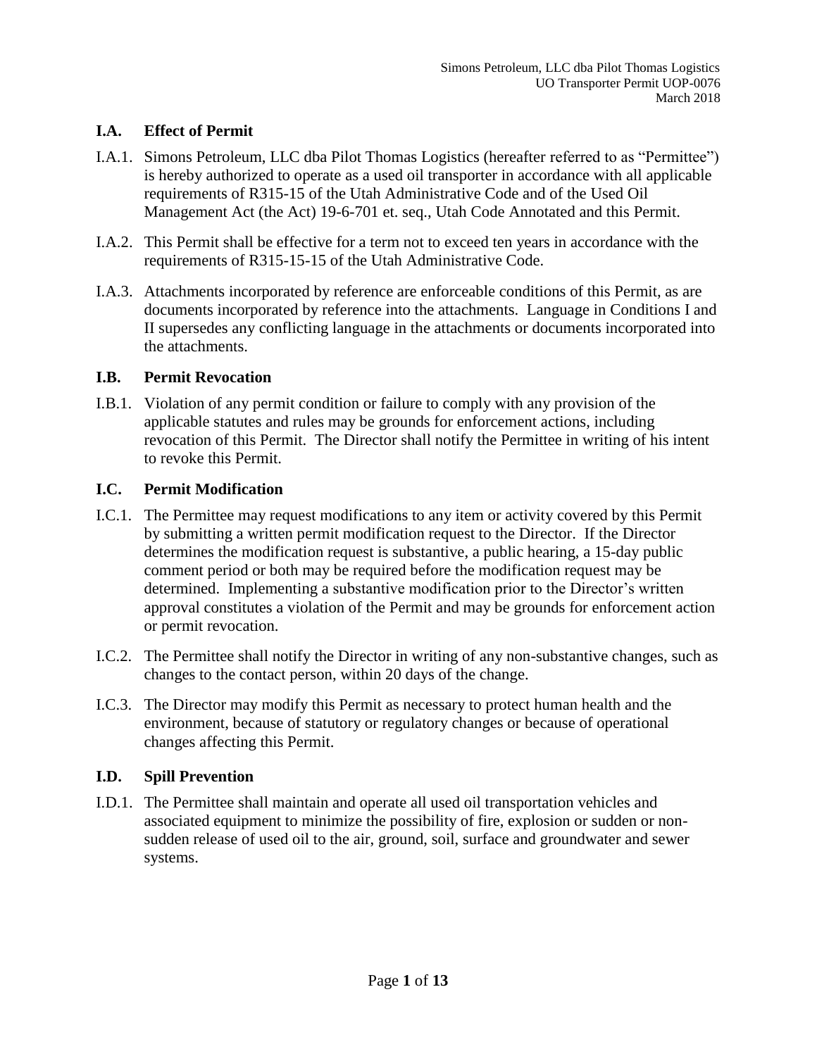## I.A. Effect of Permit

I.A.1. Simons Petroleum, LLC dba Pilot Thomas Logistics (hereafter referred to as "Permittee") is hereby authorized to operate as a used oil transporter in accordance with all applicable requirements of R315-15 of the Utah Administrative Code and of the Used Oil Management Act (the Act) 19-6-701 et. seq., Utah Code Annotated and this Permit.

I.A.2. This Permit shall be effective for a term not to exceed ten years in accordance with the requirements of R315-15-15 of the Utah Administrative Code.

I.A.3. Attachments incorporated by reference are enforceable conditions of this Permit, as are documents incorporated by reference into the attachments. Language in Conditions I and II supersedes any conflicting language in the attachments or documents incorporated into the attachments.

## I.B. Permit Revocation

I.B.1. Violation of any permit condition or failure to comply with any provision of the applicable statutes and rules may be grounds for enforcement actions, including revocation of this Permit. The Director shall notify the Permittee in writing of his intent to revoke this Permit.

## I.C. Permit Modification

I.C.1. The Permittee may request modifications to any item or activity covered by this Permit by submitting a written permit modification request to the Director. If the Director determines the modification request is substantive, a public hearing, a 15-day public comment period or both may be required before the modification request may be determined. Implementing a substantive modification prior to the Director's written approval constitutes a violation of the Permit and may be grounds for enforcement action or permit revocation.

I.C.2. The Permittee shall notify the Director in writing of any non-substantive changes, such as changes to the contact person, within 20 days of the change.

I.C.3. The Director may modify this Permit as necessary to protect human health and the environment, because of statutory or regulatory changes or because of operational changes affecting this Permit.

## I.D. Spill Prevention

I.D.1. The Permittee shall maintain and operate all used oil transportation vehicles and associated equipment to minimize the possibility of fire, explosion or sudden or non-sudden release of used oil to the air, ground, soil, surface and groundwater and sewer systems.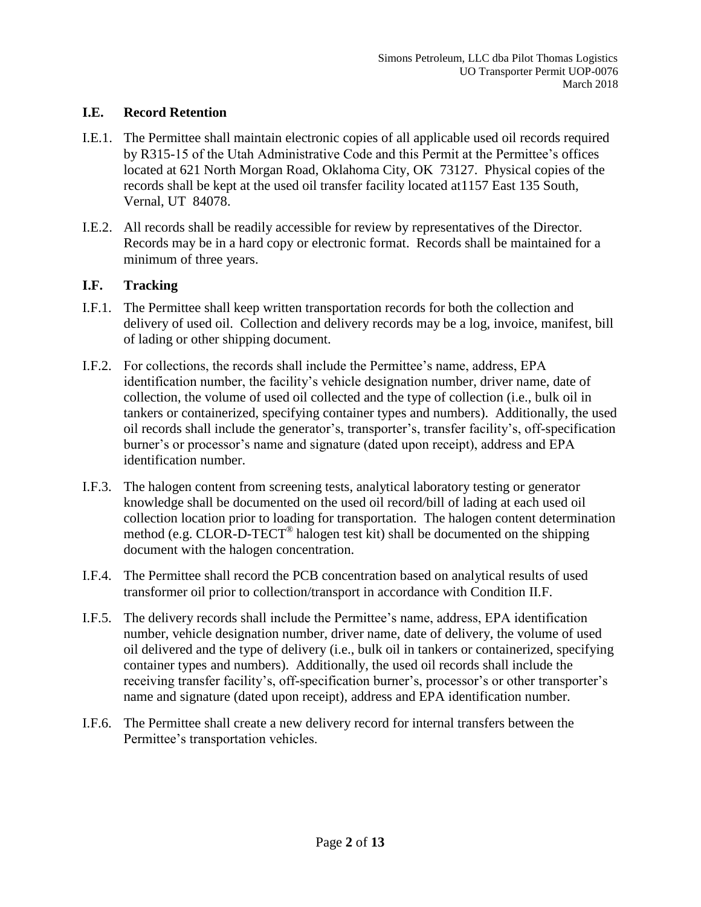### I.E. Record Retention

I.E.1. The Permittee shall maintain electronic copies of all applicable used oil records required by R315-15 of the Utah Administrative Code and this Permit at the Permittee's offices located at 621 North Morgan Road, Oklahoma City, OK 73127. Physical copies of the records shall be kept at the used oil transfer facility located at1157 East 135 South, Vernal, UT 84078.

I.E.2. All records shall be readily accessible for review by representatives of the Director. Records may be in a hard copy or electronic format. Records shall be maintained for a minimum of three years.

### I.F. Tracking

I.F.1. The Permittee shall keep written transportation records for both the collection and delivery of used oil. Collection and delivery records may be a log, invoice, manifest, bill of lading or other shipping document.

I.F.2. For collections, the records shall include the Permittee's name, address, EPA identification number, the facility's vehicle designation number, driver name, date of collection, the volume of used oil collected and the type of collection (i.e., bulk oil in tankers or containerized, specifying container types and numbers). Additionally, the used oil records shall include the generator's, transporter's, transfer facility's, off-specification burner's or processor's name and signature (dated upon receipt), address and EPA identification number.

I.F.3. The halogen content from screening tests, analytical laboratory testing or generator knowledge shall be documented on the used oil record/bill of lading at each used oil collection location prior to loading for transportation. The halogen content determination method (e.g. CLOR-D-TECT® halogen test kit) shall be documented on the shipping document with the halogen concentration.

I.F.4. The Permittee shall record the PCB concentration based on analytical results of used transformer oil prior to collection/transport in accordance with Condition II.F.

I.F.5. The delivery records shall include the Permittee's name, address, EPA identification number, vehicle designation number, driver name, date of delivery, the volume of used oil delivered and the type of delivery (i.e., bulk oil in tankers or containerized, specifying container types and numbers). Additionally, the used oil records shall include the receiving transfer facility's, off-specification burner's, processor's or other transporter's name and signature (dated upon receipt), address and EPA identification number.

I.F.6. The Permittee shall create a new delivery record for internal transfers between the Permittee's transportation vehicles.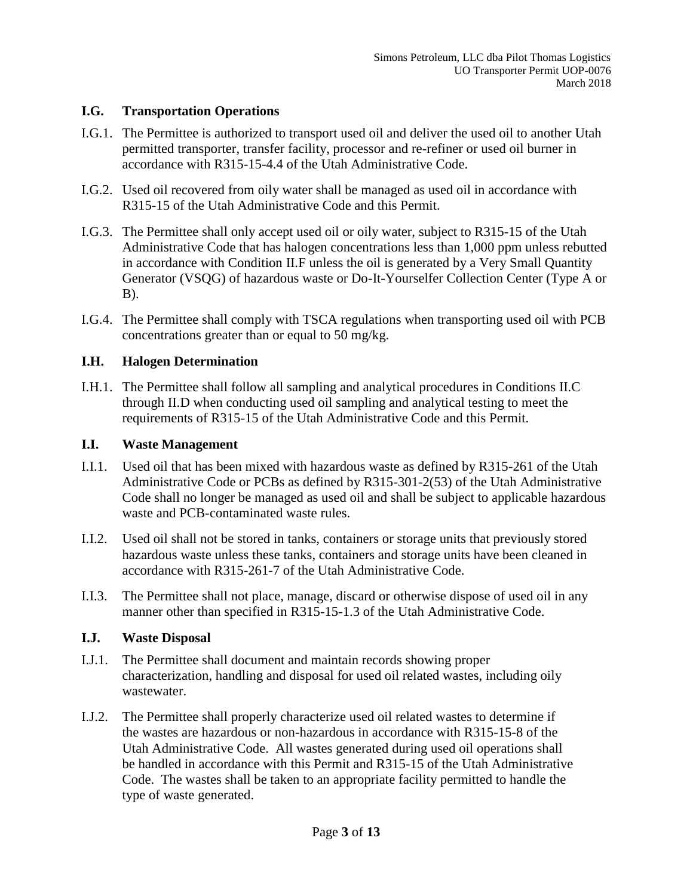## I.G. Transportation Operations

I.G.1. The Permittee is authorized to transport used oil and deliver the used oil to another Utah permitted transporter, transfer facility, processor and re-refiner or used oil burner in accordance with R315-15-4.4 of the Utah Administrative Code.

I.G.2. Used oil recovered from oily water shall be managed as used oil in accordance with R315-15 of the Utah Administrative Code and this Permit.

I.G.3. The Permittee shall only accept used oil or oily water, subject to R315-15 of the Utah Administrative Code that has halogen concentrations less than 1,000 ppm unless rebutted in accordance with Condition II.F unless the oil is generated by a Very Small Quantity Generator (VSQG) of hazardous waste or Do-It-Yourselfer Collection Center (Type A or B).

I.G.4. The Permittee shall comply with TSCA regulations when transporting used oil with PCB concentrations greater than or equal to 50 mg/kg.

## I.H. Halogen Determination

I.H.1. The Permittee shall follow all sampling and analytical procedures in Conditions II.C through II.D when conducting used oil sampling and analytical testing to meet the requirements of R315-15 of the Utah Administrative Code and this Permit.

## I.I. Waste Management

I.I.1. Used oil that has been mixed with hazardous waste as defined by R315-261 of the Utah Administrative Code or PCBs as defined by R315-301-2(53) of the Utah Administrative Code shall no longer be managed as used oil and shall be subject to applicable hazardous waste and PCB-contaminated waste rules.

I.I.2. Used oil shall not be stored in tanks, containers or storage units that previously stored hazardous waste unless these tanks, containers and storage units have been cleaned in accordance with R315-261-7 of the Utah Administrative Code.

I.I.3. The Permittee shall not place, manage, discard or otherwise dispose of used oil in any manner other than specified in R315-15-1.3 of the Utah Administrative Code.

## I.J. Waste Disposal

I.J.1. The Permittee shall document and maintain records showing proper characterization, handling and disposal for used oil related wastes, including oily wastewater.

I.J.2. The Permittee shall properly characterize used oil related wastes to determine if the wastes are hazardous or non-hazardous in accordance with R315-15-8 of the Utah Administrative Code. All wastes generated during used oil operations shall be handled in accordance with this Permit and R315-15 of the Utah Administrative Code. The wastes shall be taken to an appropriate facility permitted to handle the type of waste generated.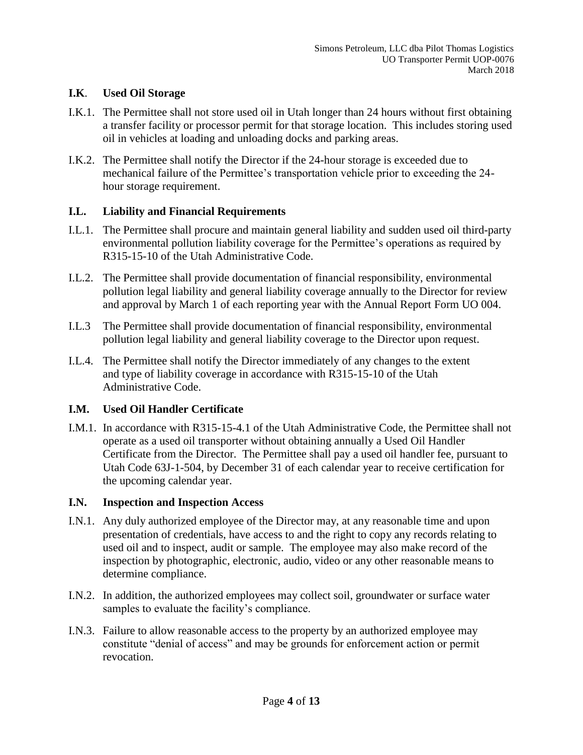## I.K. Used Oil Storage

I.K.1. The Permittee shall not store used oil in Utah longer than 24 hours without first obtaining a transfer facility or processor permit for that storage location. This includes storing used oil in vehicles at loading and unloading docks and parking areas.

I.K.2. The Permittee shall notify the Director if the 24-hour storage is exceeded due to mechanical failure of the Permittee's transportation vehicle prior to exceeding the 24-hour storage requirement.

## I.L. Liability and Financial Requirements

I.L.1. The Permittee shall procure and maintain general liability and sudden used oil third-party environmental pollution liability coverage for the Permittee's operations as required by R315-15-10 of the Utah Administrative Code.

I.L.2. The Permittee shall provide documentation of financial responsibility, environmental pollution legal liability and general liability coverage annually to the Director for review and approval by March 1 of each reporting year with the Annual Report Form UO 004.

I.L.3 The Permittee shall provide documentation of financial responsibility, environmental pollution legal liability and general liability coverage to the Director upon request.

I.L.4. The Permittee shall notify the Director immediately of any changes to the extent and type of liability coverage in accordance with R315-15-10 of the Utah Administrative Code.

## I.M. Used Oil Handler Certificate

I.M.1. In accordance with R315-15-4.1 of the Utah Administrative Code, the Permittee shall not operate as a used oil transporter without obtaining annually a Used Oil Handler Certificate from the Director. The Permittee shall pay a used oil handler fee, pursuant to Utah Code 63J-1-504, by December 31 of each calendar year to receive certification for the upcoming calendar year.

## I.N. Inspection and Inspection Access

I.N.1. Any duly authorized employee of the Director may, at any reasonable time and upon presentation of credentials, have access to and the right to copy any records relating to used oil and to inspect, audit or sample. The employee may also make record of the inspection by photographic, electronic, audio, video or any other reasonable means to determine compliance.

I.N.2. In addition, the authorized employees may collect soil, groundwater or surface water samples to evaluate the facility's compliance.

I.N.3. Failure to allow reasonable access to the property by an authorized employee may constitute "denial of access" and may be grounds for enforcement action or permit revocation.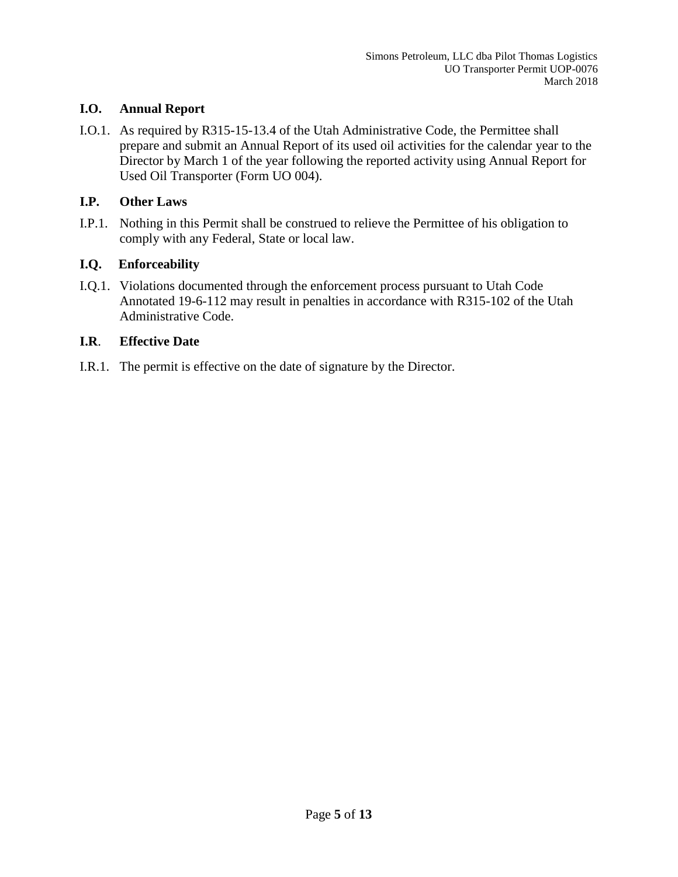### I.O. Annual Report

I.O.1. As required by R315-15-13.4 of the Utah Administrative Code, the Permittee shall prepare and submit an Annual Report of its used oil activities for the calendar year to the Director by March 1 of the year following the reported activity using Annual Report for Used Oil Transporter (Form UO 004).

### I.P. Other Laws

I.P.1. Nothing in this Permit shall be construed to relieve the Permittee of his obligation to comply with any Federal, State or local law.

### I.Q. Enforceability

I.Q.1. Violations documented through the enforcement process pursuant to Utah Code Annotated 19-6-112 may result in penalties in accordance with R315-102 of the Utah Administrative Code.

### I.R. Effective Date

I.R.1. The permit is effective on the date of signature by the Director.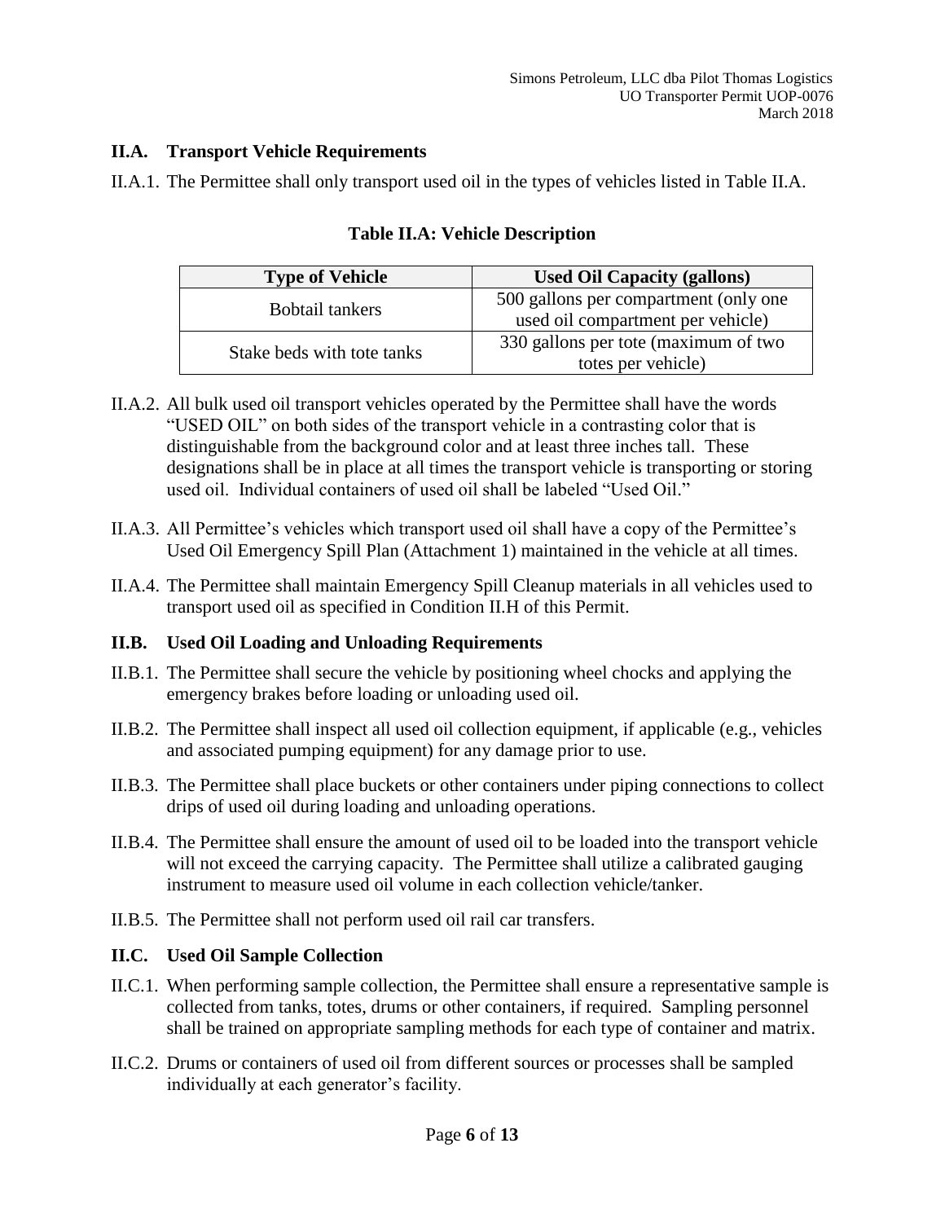### II.A. Transport Vehicle Requirements

II.A.1. The Permittee shall only transport used oil in the types of vehicles listed in Table II.A.

**Table II.A: Vehicle Description**

| Type of Vehicle | Used Oil Capacity (gallons) |
|---|---|
| Bobtail tankers | 500 gallons per compartment (only one used oil compartment per vehicle) |
| Stake beds with tote tanks | 330 gallons per tote (maximum of two totes per vehicle) |

II.A.2. All bulk used oil transport vehicles operated by the Permittee shall have the words "USED OIL" on both sides of the transport vehicle in a contrasting color that is distinguishable from the background color and at least three inches tall. These designations shall be in place at all times the transport vehicle is transporting or storing used oil. Individual containers of used oil shall be labeled "Used Oil."

II.A.3. All Permittee's vehicles which transport used oil shall have a copy of the Permittee's Used Oil Emergency Spill Plan (Attachment 1) maintained in the vehicle at all times.

II.A.4. The Permittee shall maintain Emergency Spill Cleanup materials in all vehicles used to transport used oil as specified in Condition II.H of this Permit.

### II.B. Used Oil Loading and Unloading Requirements

II.B.1. The Permittee shall secure the vehicle by positioning wheel chocks and applying the emergency brakes before loading or unloading used oil.

II.B.2. The Permittee shall inspect all used oil collection equipment, if applicable (e.g., vehicles and associated pumping equipment) for any damage prior to use.

II.B.3. The Permittee shall place buckets or other containers under piping connections to collect drips of used oil during loading and unloading operations.

II.B.4. The Permittee shall ensure the amount of used oil to be loaded into the transport vehicle will not exceed the carrying capacity. The Permittee shall utilize a calibrated gauging instrument to measure used oil volume in each collection vehicle/tanker.

II.B.5. The Permittee shall not perform used oil rail car transfers.

### II.C. Used Oil Sample Collection

II.C.1. When performing sample collection, the Permittee shall ensure a representative sample is collected from tanks, totes, drums or other containers, if required. Sampling personnel shall be trained on appropriate sampling methods for each type of container and matrix.

II.C.2. Drums or containers of used oil from different sources or processes shall be sampled individually at each generator's facility.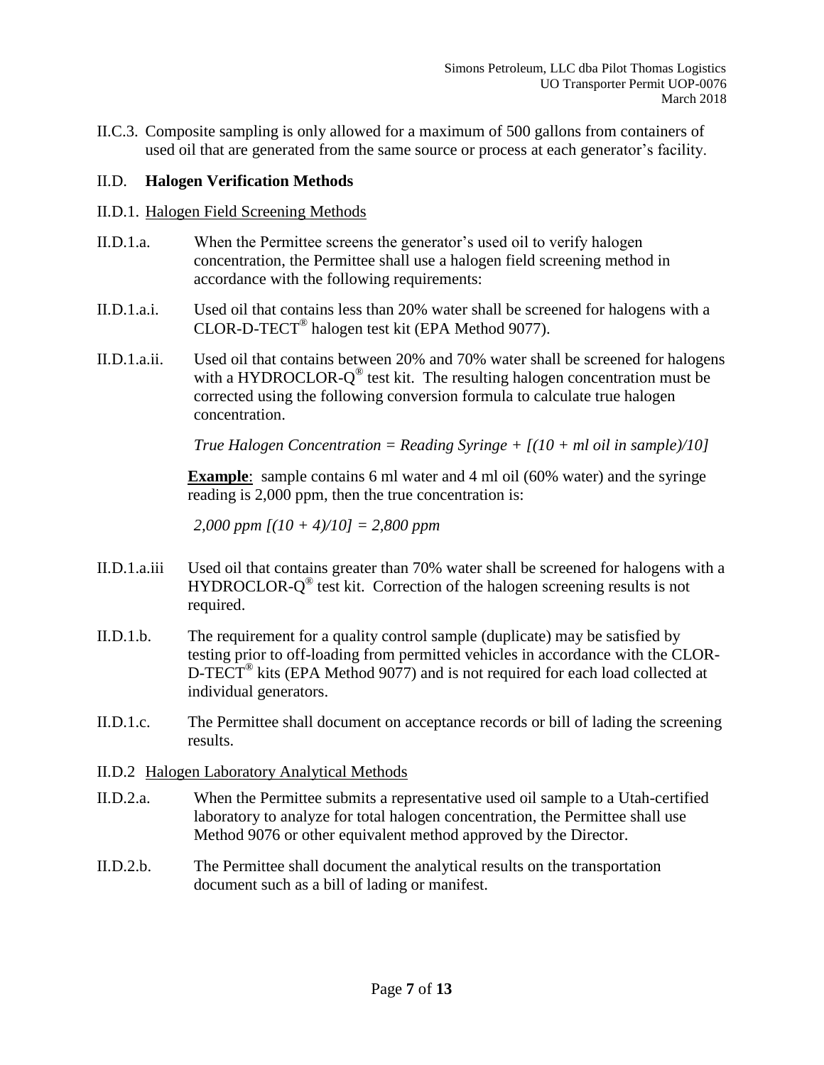II.C.3. Composite sampling is only allowed for a maximum of 500 gallons from containers of used oil that are generated from the same source or process at each generator's facility.

## II.D. Halogen Verification Methods

II.D.1. <u>Halogen Field Screening Methods</u>

II.D.1.a. When the Permittee screens the generator's used oil to verify halogen concentration, the Permittee shall use a halogen field screening method in accordance with the following requirements:

II.D.1.a.i. Used oil that contains less than 20% water shall be screened for halogens with a CLOR-D-TECT® halogen test kit (EPA Method 9077).

II.D.1.a.ii. Used oil that contains between 20% and 70% water shall be screened for halogens with a HYDROCLOR-Q® test kit. The resulting halogen concentration must be corrected using the following conversion formula to calculate true halogen concentration.

*True Halogen Concentration = Reading Syringe + [(10 + ml oil in sample)/10]*

**<u>Example</u>**: sample contains 6 ml water and 4 ml oil (60% water) and the syringe reading is 2,000 ppm, then the true concentration is:

*2,000 ppm [(10 + 4)/10] = 2,800 ppm*

II.D.1.a.iii Used oil that contains greater than 70% water shall be screened for halogens with a HYDROCLOR-Q® test kit. Correction of the halogen screening results is not required.

II.D.1.b. The requirement for a quality control sample (duplicate) may be satisfied by testing prior to off-loading from permitted vehicles in accordance with the CLOR-D-TECT® kits (EPA Method 9077) and is not required for each load collected at individual generators.

II.D.1.c. The Permittee shall document on acceptance records or bill of lading the screening results.

II.D.2 <u>Halogen Laboratory Analytical Methods</u>

II.D.2.a. When the Permittee submits a representative used oil sample to a Utah-certified laboratory to analyze for total halogen concentration, the Permittee shall use Method 9076 or other equivalent method approved by the Director.

II.D.2.b. The Permittee shall document the analytical results on the transportation document such as a bill of lading or manifest.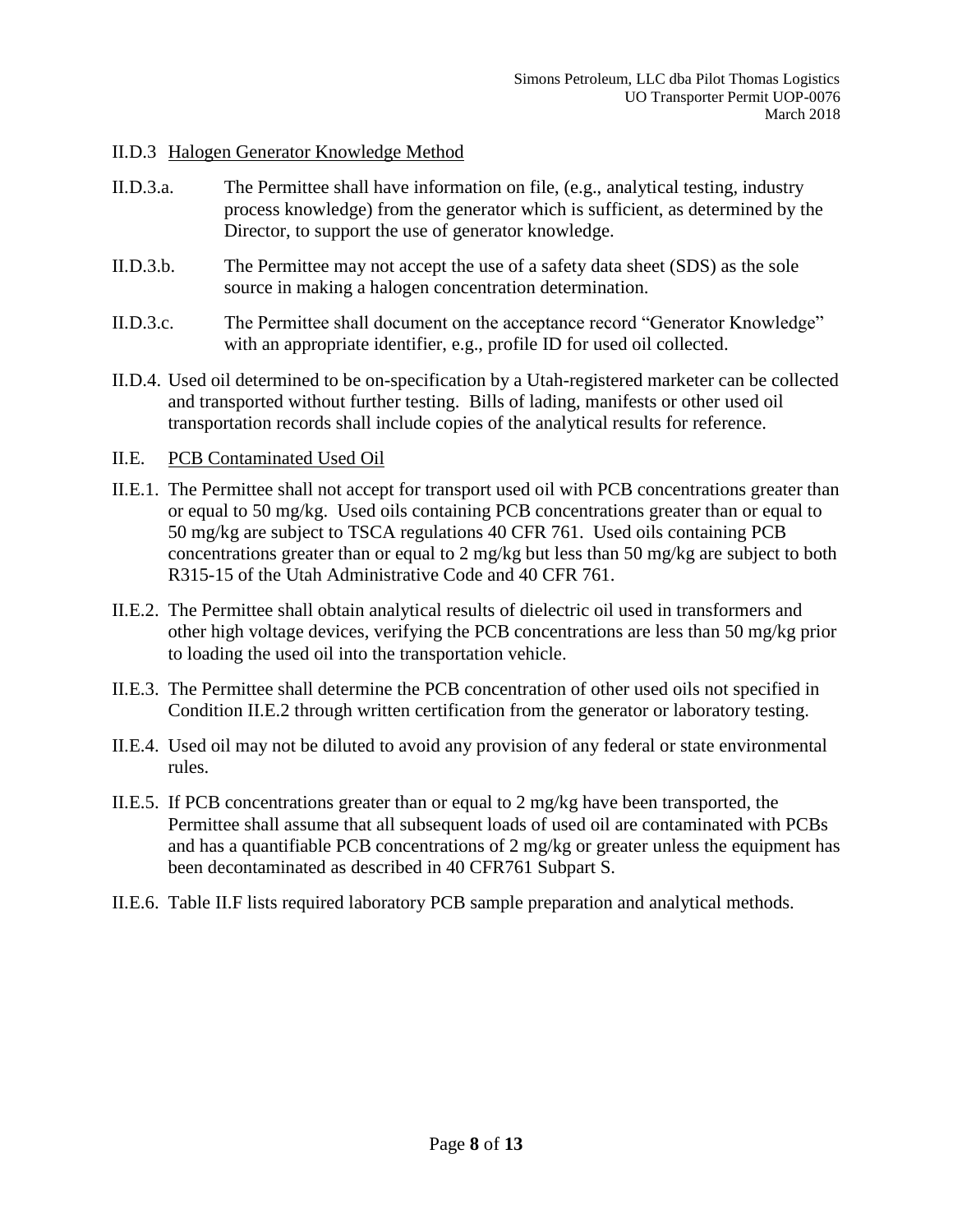II.D.3 Halogen Generator Knowledge Method

II.D.3.a. The Permittee shall have information on file, (e.g., analytical testing, industry process knowledge) from the generator which is sufficient, as determined by the Director, to support the use of generator knowledge.

II.D.3.b. The Permittee may not accept the use of a safety data sheet (SDS) as the sole source in making a halogen concentration determination.

II.D.3.c. The Permittee shall document on the acceptance record "Generator Knowledge" with an appropriate identifier, e.g., profile ID for used oil collected.

II.D.4. Used oil determined to be on-specification by a Utah-registered marketer can be collected and transported without further testing. Bills of lading, manifests or other used oil transportation records shall include copies of the analytical results for reference.

II.E. PCB Contaminated Used Oil

II.E.1. The Permittee shall not accept for transport used oil with PCB concentrations greater than or equal to 50 mg/kg. Used oils containing PCB concentrations greater than or equal to 50 mg/kg are subject to TSCA regulations 40 CFR 761. Used oils containing PCB concentrations greater than or equal to 2 mg/kg but less than 50 mg/kg are subject to both R315-15 of the Utah Administrative Code and 40 CFR 761.

II.E.2. The Permittee shall obtain analytical results of dielectric oil used in transformers and other high voltage devices, verifying the PCB concentrations are less than 50 mg/kg prior to loading the used oil into the transportation vehicle.

II.E.3. The Permittee shall determine the PCB concentration of other used oils not specified in Condition II.E.2 through written certification from the generator or laboratory testing.

II.E.4. Used oil may not be diluted to avoid any provision of any federal or state environmental rules.

II.E.5. If PCB concentrations greater than or equal to 2 mg/kg have been transported, the Permittee shall assume that all subsequent loads of used oil are contaminated with PCBs and has a quantifiable PCB concentrations of 2 mg/kg or greater unless the equipment has been decontaminated as described in 40 CFR761 Subpart S.

II.E.6. Table II.F lists required laboratory PCB sample preparation and analytical methods.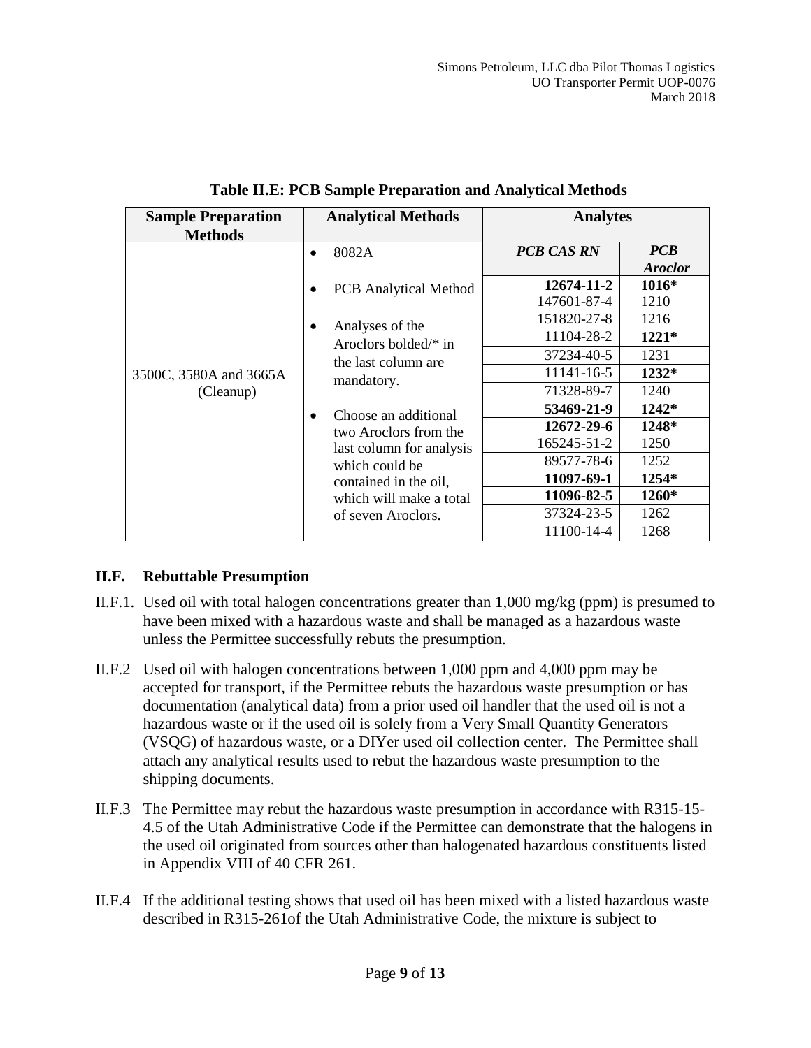**Table II.E: PCB Sample Preparation and Analytical Methods**

| Sample Preparation Methods | Analytical Methods | Analytes | |
|---|---|---|---|
| | | ***PCB CAS RN*** | ***PCB Aroclor*** |
| 3500C, 3580A and 3665A (Cleanup) | • 8082A<br>• PCB Analytical Method<br>• Analyses of the Aroclors bolded/* in the last column are mandatory.<br>• Choose an additional two Aroclors from the last column for analysis which could be contained in the oil, which will make a total of seven Aroclors. | **12674-11-2** | **1016*** |
| | | 147601-87-4 | 1210 |
| | | 151820-27-8 | 1216 |
| | | 11104-28-2 | **1221*** |
| | | 37234-40-5 | 1231 |
| | | 11141-16-5 | **1232*** |
| | | 71328-89-7 | 1240 |
| | | **53469-21-9** | **1242*** |
| | | **12672-29-6** | **1248*** |
| | | 165245-51-2 | 1250 |
| | | 89577-78-6 | 1252 |
| | | **11097-69-1** | **1254*** |
| | | **11096-82-5** | **1260*** |
| | | 37324-23-5 | 1262 |
| | | 11100-14-4 | 1268 |

## II.F. Rebuttable Presumption

II.F.1. Used oil with total halogen concentrations greater than 1,000 mg/kg (ppm) is presumed to have been mixed with a hazardous waste and shall be managed as a hazardous waste unless the Permittee successfully rebuts the presumption.

II.F.2 Used oil with halogen concentrations between 1,000 ppm and 4,000 ppm may be accepted for transport, if the Permittee rebuts the hazardous waste presumption or has documentation (analytical data) from a prior used oil handler that the used oil is not a hazardous waste or if the used oil is solely from a Very Small Quantity Generators (VSQG) of hazardous waste, or a DIYer used oil collection center. The Permittee shall attach any analytical results used to rebut the hazardous waste presumption to the shipping documents.

II.F.3 The Permittee may rebut the hazardous waste presumption in accordance with R315-15-4.5 of the Utah Administrative Code if the Permittee can demonstrate that the halogens in the used oil originated from sources other than halogenated hazardous constituents listed in Appendix VIII of 40 CFR 261.

II.F.4 If the additional testing shows that used oil has been mixed with a listed hazardous waste described in R315-261of the Utah Administrative Code, the mixture is subject to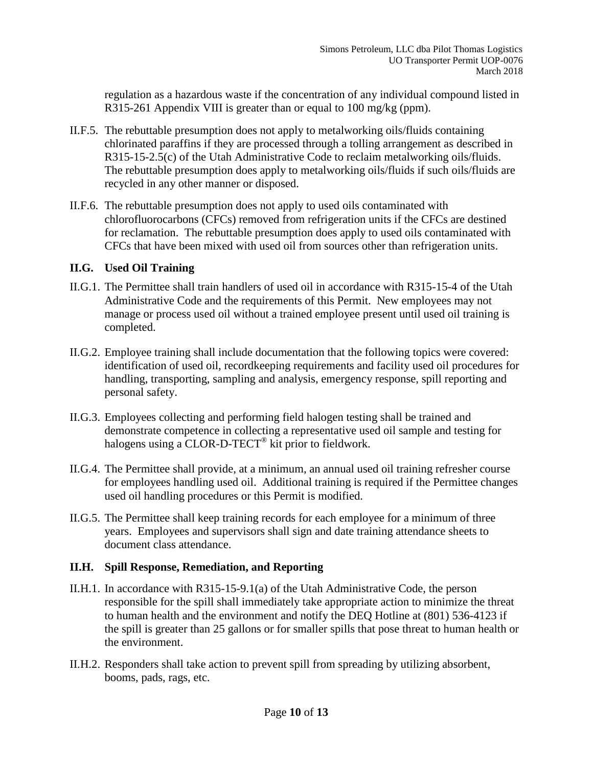regulation as a hazardous waste if the concentration of any individual compound listed in R315-261 Appendix VIII is greater than or equal to 100 mg/kg (ppm).

II.F.5. The rebuttable presumption does not apply to metalworking oils/fluids containing chlorinated paraffins if they are processed through a tolling arrangement as described in R315-15-2.5(c) of the Utah Administrative Code to reclaim metalworking oils/fluids. The rebuttable presumption does apply to metalworking oils/fluids if such oils/fluids are recycled in any other manner or disposed.

II.F.6. The rebuttable presumption does not apply to used oils contaminated with chlorofluorocarbons (CFCs) removed from refrigeration units if the CFCs are destined for reclamation. The rebuttable presumption does apply to used oils contaminated with CFCs that have been mixed with used oil from sources other than refrigeration units.

### II.G. Used Oil Training

II.G.1. The Permittee shall train handlers of used oil in accordance with R315-15-4 of the Utah Administrative Code and the requirements of this Permit. New employees may not manage or process used oil without a trained employee present until used oil training is completed.

II.G.2. Employee training shall include documentation that the following topics were covered: identification of used oil, recordkeeping requirements and facility used oil procedures for handling, transporting, sampling and analysis, emergency response, spill reporting and personal safety.

II.G.3. Employees collecting and performing field halogen testing shall be trained and demonstrate competence in collecting a representative used oil sample and testing for halogens using a CLOR-D-TECT® kit prior to fieldwork.

II.G.4. The Permittee shall provide, at a minimum, an annual used oil training refresher course for employees handling used oil. Additional training is required if the Permittee changes used oil handling procedures or this Permit is modified.

II.G.5. The Permittee shall keep training records for each employee for a minimum of three years. Employees and supervisors shall sign and date training attendance sheets to document class attendance.

### II.H. Spill Response, Remediation, and Reporting

II.H.1. In accordance with R315-15-9.1(a) of the Utah Administrative Code, the person responsible for the spill shall immediately take appropriate action to minimize the threat to human health and the environment and notify the DEQ Hotline at (801) 536-4123 if the spill is greater than 25 gallons or for smaller spills that pose threat to human health or the environment.

II.H.2. Responders shall take action to prevent spill from spreading by utilizing absorbent, booms, pads, rags, etc.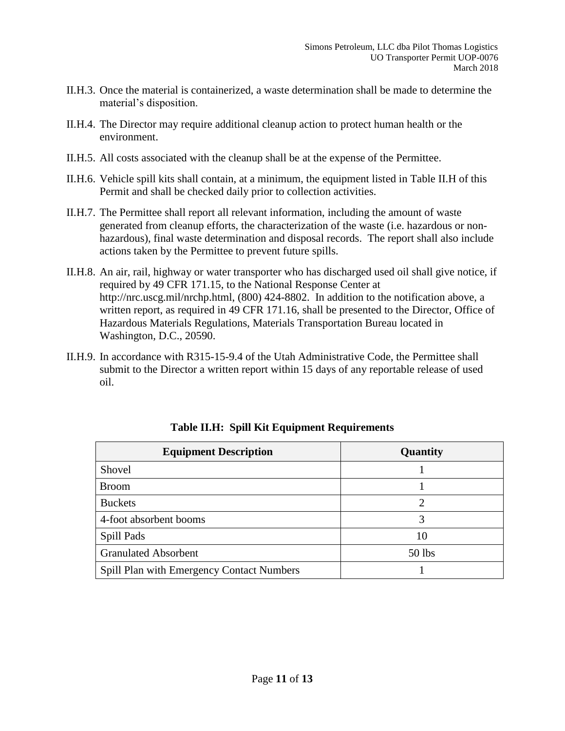II.H.3. Once the material is containerized, a waste determination shall be made to determine the material's disposition.

II.H.4. The Director may require additional cleanup action to protect human health or the environment.

II.H.5. All costs associated with the cleanup shall be at the expense of the Permittee.

II.H.6. Vehicle spill kits shall contain, at a minimum, the equipment listed in Table II.H of this Permit and shall be checked daily prior to collection activities.

II.H.7. The Permittee shall report all relevant information, including the amount of waste generated from cleanup efforts, the characterization of the waste (i.e. hazardous or non-hazardous), final waste determination and disposal records. The report shall also include actions taken by the Permittee to prevent future spills.

II.H.8. An air, rail, highway or water transporter who has discharged used oil shall give notice, if required by 49 CFR 171.15, to the National Response Center at http://nrc.uscg.mil/nrchp.html, (800) 424-8802. In addition to the notification above, a written report, as required in 49 CFR 171.16, shall be presented to the Director, Office of Hazardous Materials Regulations, Materials Transportation Bureau located in Washington, D.C., 20590.

II.H.9. In accordance with R315-15-9.4 of the Utah Administrative Code, the Permittee shall submit to the Director a written report within 15 days of any reportable release of used oil.

**Table II.H: Spill Kit Equipment Requirements**

| Equipment Description | Quantity |
|---|---|
| Shovel | 1 |
| Broom | 1 |
| Buckets | 2 |
| 4-foot absorbent booms | 3 |
| Spill Pads | 10 |
| Granulated Absorbent | 50 lbs |
| Spill Plan with Emergency Contact Numbers | 1 |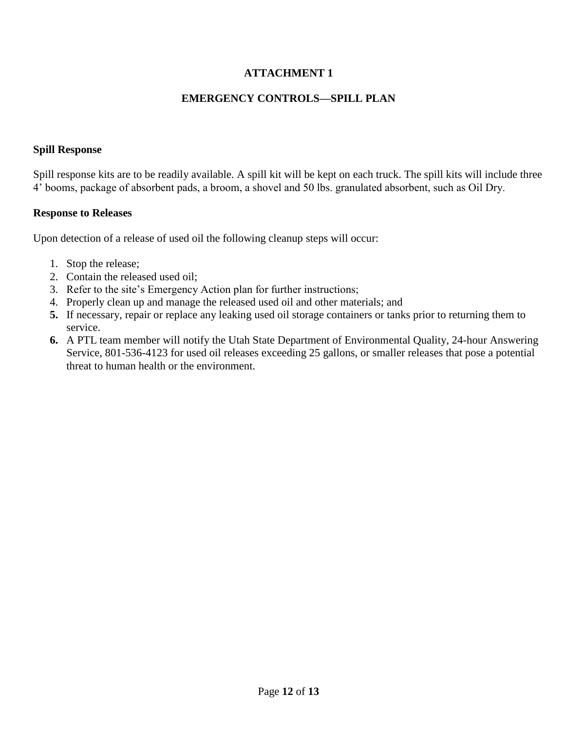# ATTACHMENT 1

## EMERGENCY CONTROLS—SPILL PLAN

### Spill Response

Spill response kits are to be readily available. A spill kit will be kept on each truck. The spill kits will include three 4' booms, package of absorbent pads, a broom, a shovel and 50 lbs. granulated absorbent, such as Oil Dry.

### Response to Releases

Upon detection of a release of used oil the following cleanup steps will occur:

1. Stop the release;
2. Contain the released used oil;
3. Refer to the site's Emergency Action plan for further instructions;
4. Properly clean up and manage the released used oil and other materials; and
5. If necessary, repair or replace any leaking used oil storage containers or tanks prior to returning them to service.
6. A PTL team member will notify the Utah State Department of Environmental Quality, 24-hour Answering Service, 801-536-4123 for used oil releases exceeding 25 gallons, or smaller releases that pose a potential threat to human health or the environment.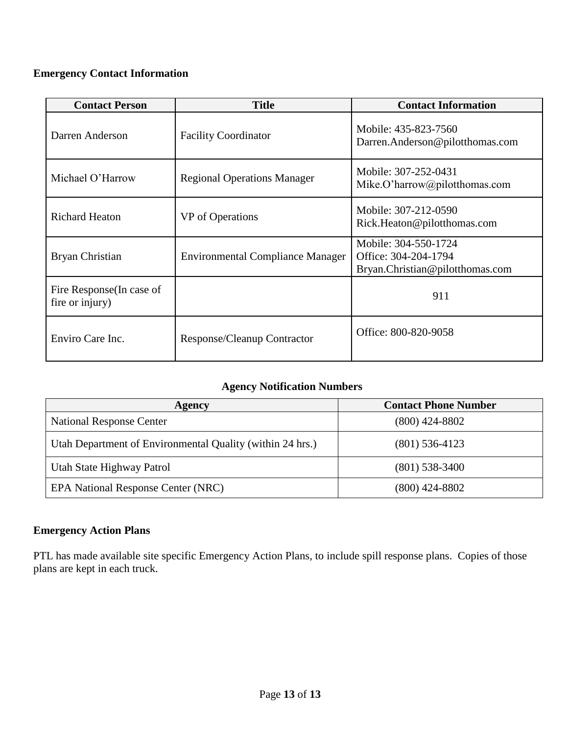**Emergency Contact Information**

| Contact Person | Title | Contact Information |
| --- | --- | --- |
| Darren Anderson | Facility Coordinator | Mobile: 435-823-7560<br>Darren.Anderson@pilotthomas.com |
| Michael O'Harrow | Regional Operations Manager | Mobile: 307-252-0431<br>Mike.O'harrow@pilotthomas.com |
| Richard Heaton | VP of Operations | Mobile: 307-212-0590<br>Rick.Heaton@pilotthomas.com |
| Bryan Christian | Environmental Compliance Manager | Mobile: 304-550-1724<br>Office: 304-204-1794<br>Bryan.Christian@pilotthomas.com |
| Fire Response(In case of fire or injury) | | 911 |
| Enviro Care Inc. | Response/Cleanup Contractor | Office: 800-820-9058 |

**Agency Notification Numbers**

| Agency | Contact Phone Number |
| --- | --- |
| National Response Center | (800) 424-8802 |
| Utah Department of Environmental Quality (within 24 hrs.) | (801) 536-4123 |
| Utah State Highway Patrol | (801) 538-3400 |
| EPA National Response Center (NRC) | (800) 424-8802 |

**Emergency Action Plans**

PTL has made available site specific Emergency Action Plans, to include spill response plans. Copies of those plans are kept in each truck.